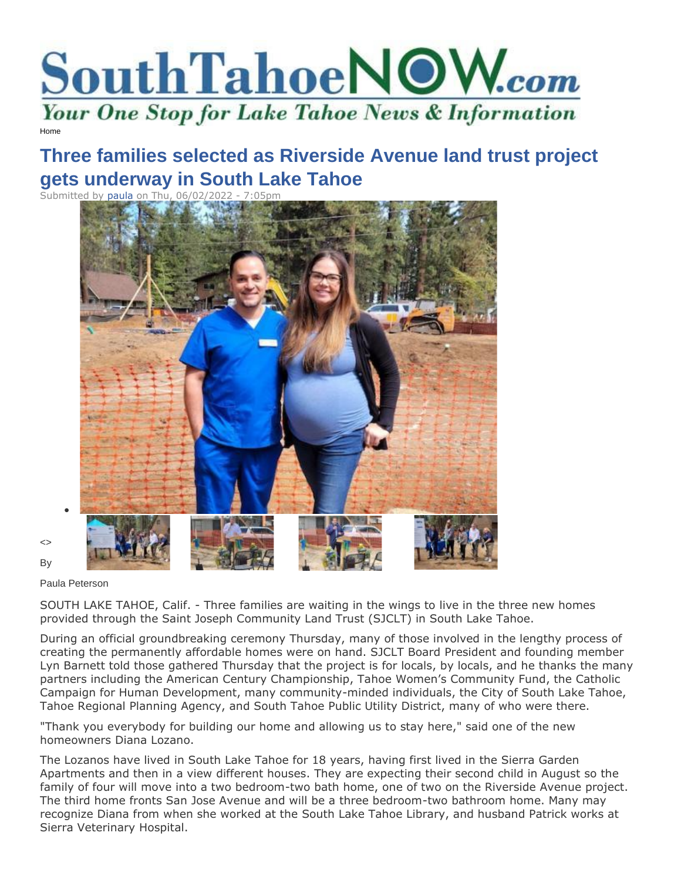# SouthTahoeNOW.com

*Your One Stop for Lake Tahoe News & Information*

Home

## Three families selected as Riverside Avenue land trust project gets underway in South Lake Tahoe

Submitted by paula on Thu, 06/02/2022 - 7:05pm

<>

By

Paula Peterson

SOUTH LAKE TAHOE, Calif. - Three families are waiting in the wings to live in the three new homes provided through the Saint Joseph Community Land Trust (SJCLT) in South Lake Tahoe.

During an official groundbreaking ceremony Thursday, many of those involved in the lengthy process of creating the permanently affordable homes were on hand. SJCLT Board President and founding member Lyn Barnett told those gathered Thursday that the project is for locals, by locals, and he thanks the many partners including the American Century Championship, Tahoe Women's Community Fund, the Catholic Campaign for Human Development, many community-minded individuals, the City of South Lake Tahoe, Tahoe Regional Planning Agency, and South Tahoe Public Utility District, many of who were there.

"Thank you everybody for building our home and allowing us to stay here," said one of the new homeowners Diana Lozano.

The Lozanos have lived in South Lake Tahoe for 18 years, having first lived in the Sierra Garden Apartments and then in a view different houses. They are expecting their second child in August so the family of four will move into a two bedroom-two bath home, one of two on the Riverside Avenue project. The third home fronts San Jose Avenue and will be a three bedroom-two bathroom home. Many may recognize Diana from when she worked at the South Lake Tahoe Library, and husband Patrick works at Sierra Veterinary Hospital.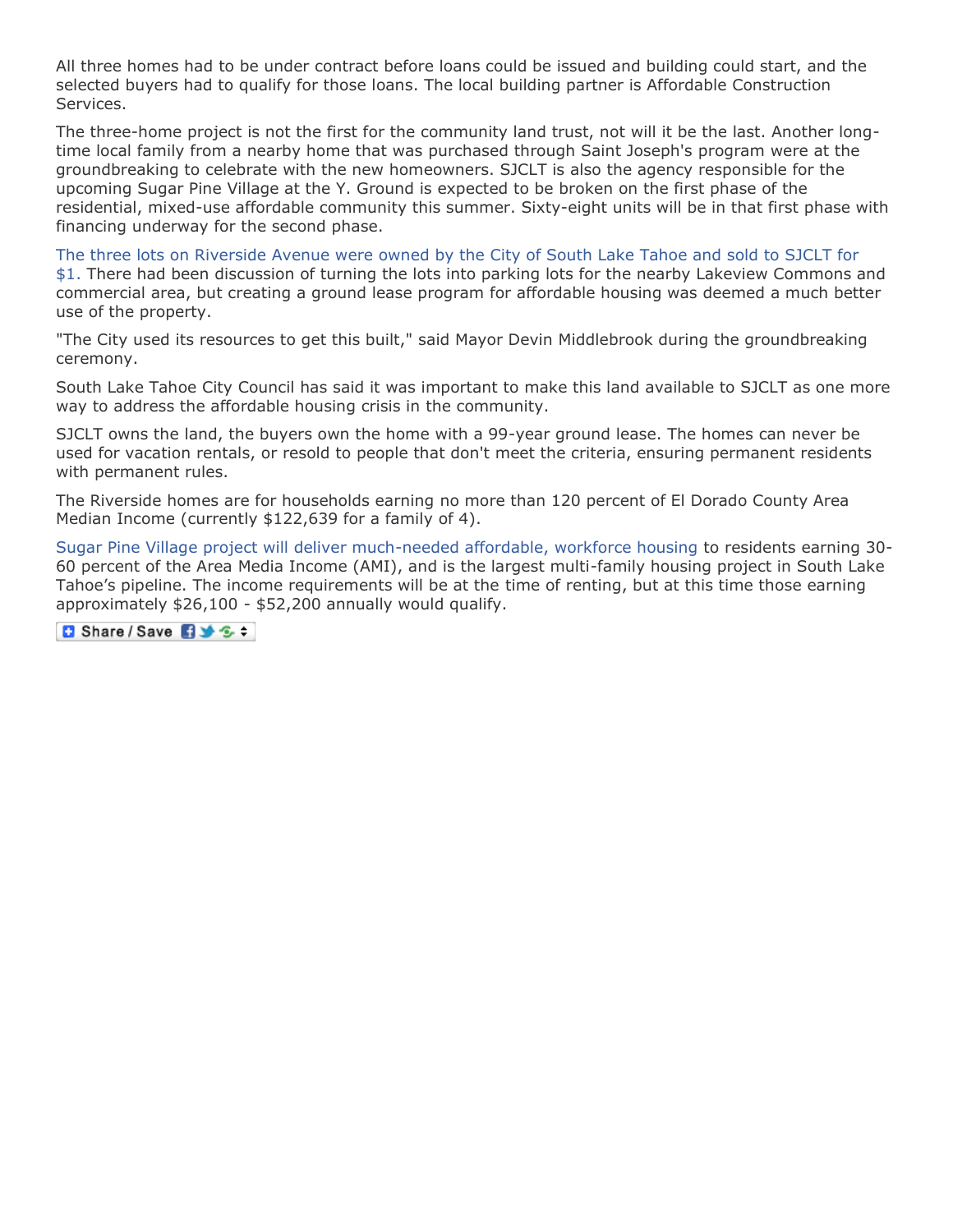All three homes had to be under contract before loans could be issued and building could start, and the selected buyers had to qualify for those loans. The local building partner is Affordable Construction Services.

The three-home project is not the first for the community land trust, not will it be the last. Another long-time local family from a nearby home that was purchased through Saint Joseph's program were at the groundbreaking to celebrate with the new homeowners. SJCLT is also the agency responsible for the upcoming Sugar Pine Village at the Y. Ground is expected to be broken on the first phase of the residential, mixed-use affordable community this summer. Sixty-eight units will be in that first phase with financing underway for the second phase.

The three lots on Riverside Avenue were owned by the City of South Lake Tahoe and sold to SJCLT for $1. There had been discussion of turning the lots into parking lots for the nearby Lakeview Commons and commercial area, but creating a ground lease program for affordable housing was deemed a much better use of the property.

"The City used its resources to get this built," said Mayor Devin Middlebrook during the groundbreaking ceremony.

South Lake Tahoe City Council has said it was important to make this land available to SJCLT as one more way to address the affordable housing crisis in the community.

SJCLT owns the land, the buyers own the home with a 99-year ground lease. The homes can never be used for vacation rentals, or resold to people that don't meet the criteria, ensuring permanent residents with permanent rules.

The Riverside homes are for households earning no more than 120 percent of El Dorado County Area Median Income (currently $122,639 for a family of 4).

Sugar Pine Village project will deliver much-needed affordable, workforce housing to residents earning 30-60 percent of the Area Media Income (AMI), and is the largest multi-family housing project in South Lake Tahoe’s pipeline. The income requirements will be at the time of renting, but at this time those earning approximately $26,100 - $52,200 annually would qualify.

Share / Save